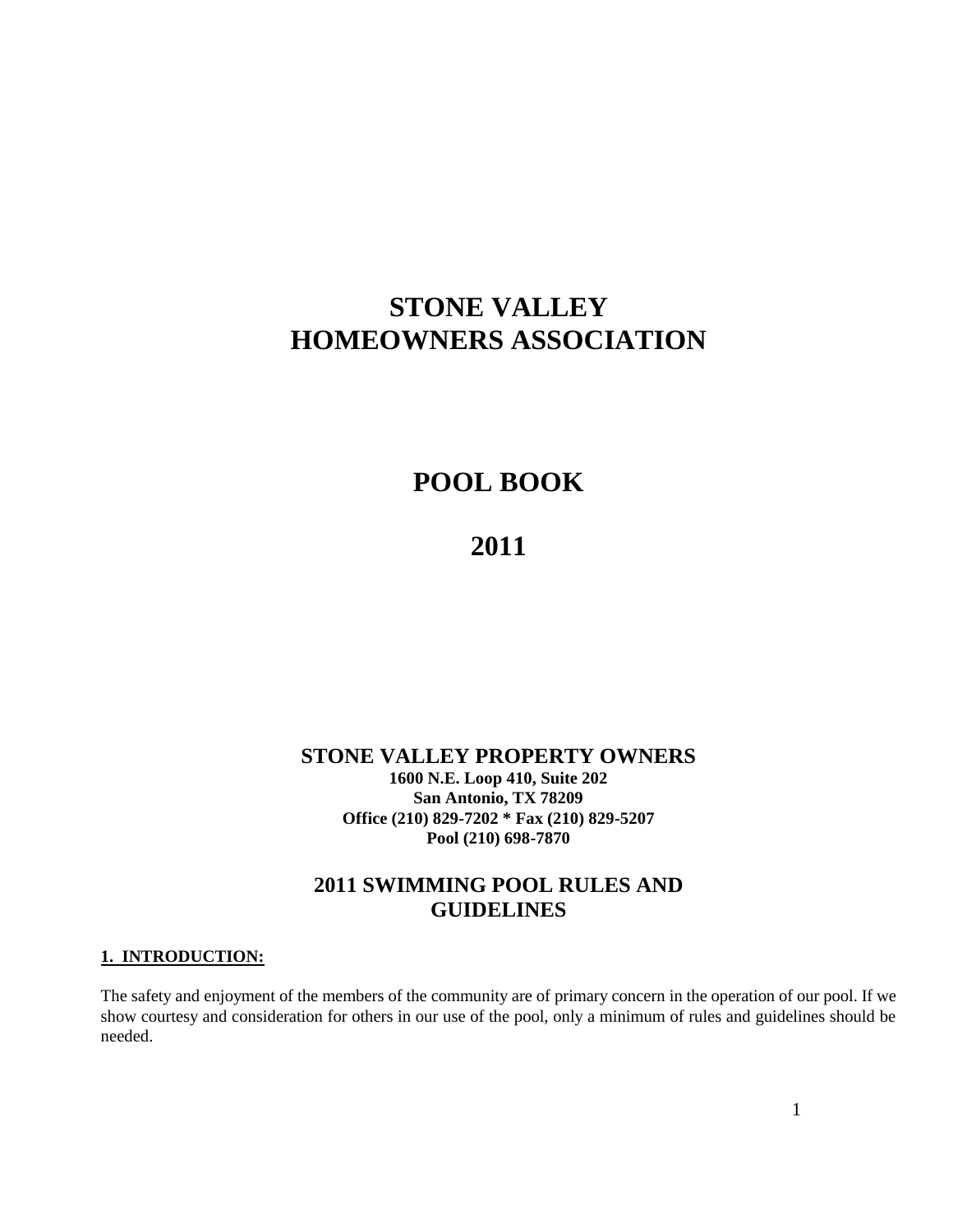# STONE VALLEY HOMEOWNERS ASSOCIATION

# POOL BOOK

# 2011

**STONE VALLEY PROPERTY OWNERS**
**1600 N.E. Loop 410, Suite 202**
**San Antonio, TX 78209**
**Office (210) 829-7202 * Fax (210) 829-5207**
**Pool (210) 698-7870**

## 2011 SWIMMING POOL RULES AND GUIDELINES

### 1. INTRODUCTION:

The safety and enjoyment of the members of the community are of primary concern in the operation of our pool. If we show courtesy and consideration for others in our use of the pool, only a minimum of rules and guidelines should be needed.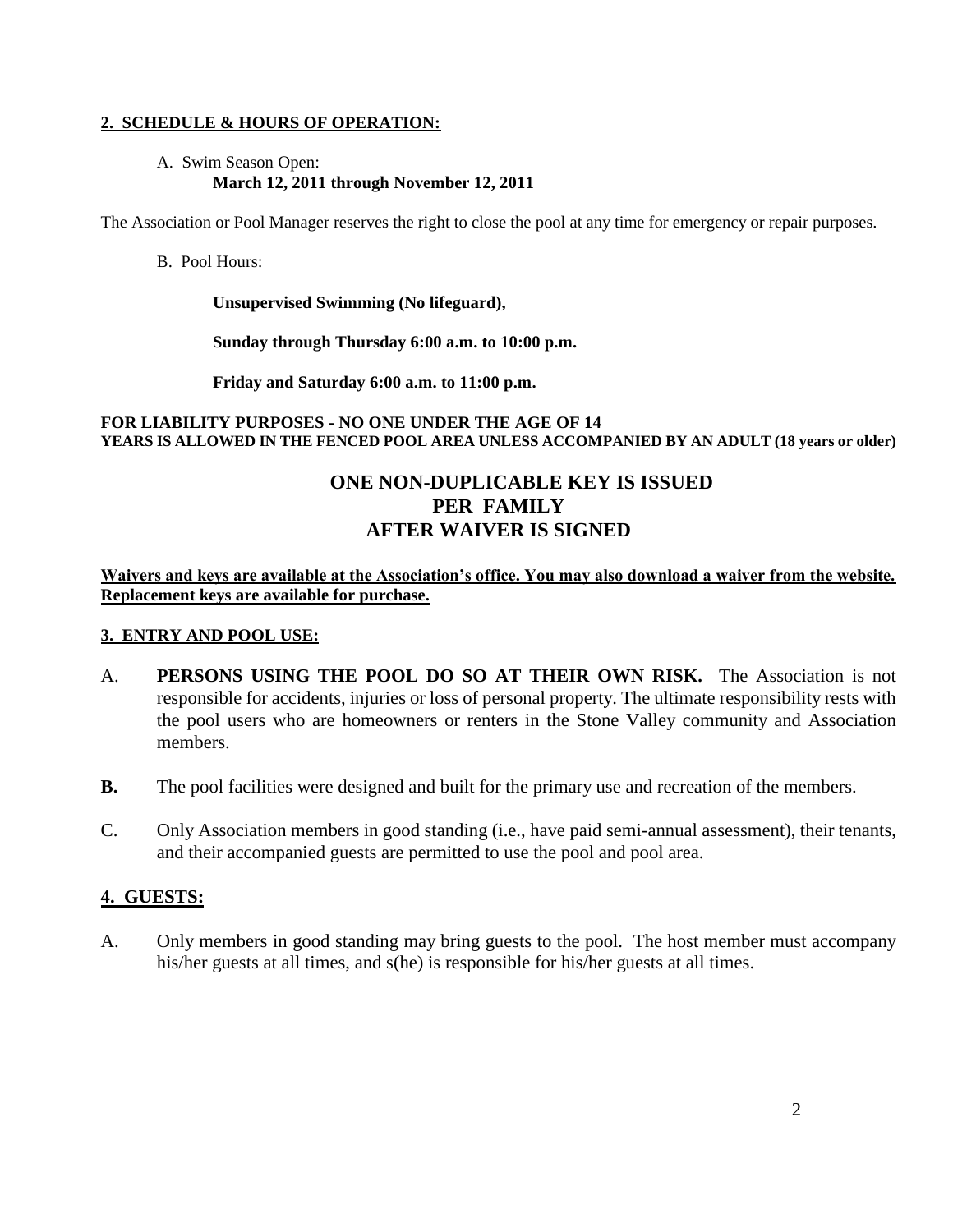## 2. SCHEDULE & HOURS OF OPERATION:

A. Swim Season Open:
**March 12, 2011 through November 12, 2011**

The Association or Pool Manager reserves the right to close the pool at any time for emergency or repair purposes.

B. Pool Hours:

**Unsupervised Swimming (No lifeguard),**

**Sunday through Thursday 6:00 a.m. to 10:00 p.m.**

**Friday and Saturday 6:00 a.m. to 11:00 p.m.**

**FOR LIABILITY PURPOSES - NO ONE UNDER THE AGE OF 14 YEARS IS ALLOWED IN THE FENCED POOL AREA UNLESS ACCOMPANIED BY AN ADULT (18 years or older)**

**ONE NON-DUPLICABLE KEY IS ISSUED PER FAMILY AFTER WAIVER IS SIGNED**

**Waivers and keys are available at the Association's office. You may also download a waiver from the website. Replacement keys are available for purchase.**

## 3. ENTRY AND POOL USE:

A. **PERSONS USING THE POOL DO SO AT THEIR OWN RISK.** The Association is not responsible for accidents, injuries or loss of personal property. The ultimate responsibility rests with the pool users who are homeowners or renters in the Stone Valley community and Association members.

**B.** The pool facilities were designed and built for the primary use and recreation of the members.

C. Only Association members in good standing (i.e., have paid semi-annual assessment), their tenants, and their accompanied guests are permitted to use the pool and pool area.

## 4. GUESTS:

A. Only members in good standing may bring guests to the pool. The host member must accompany his/her guests at all times, and s(he) is responsible for his/her guests at all times.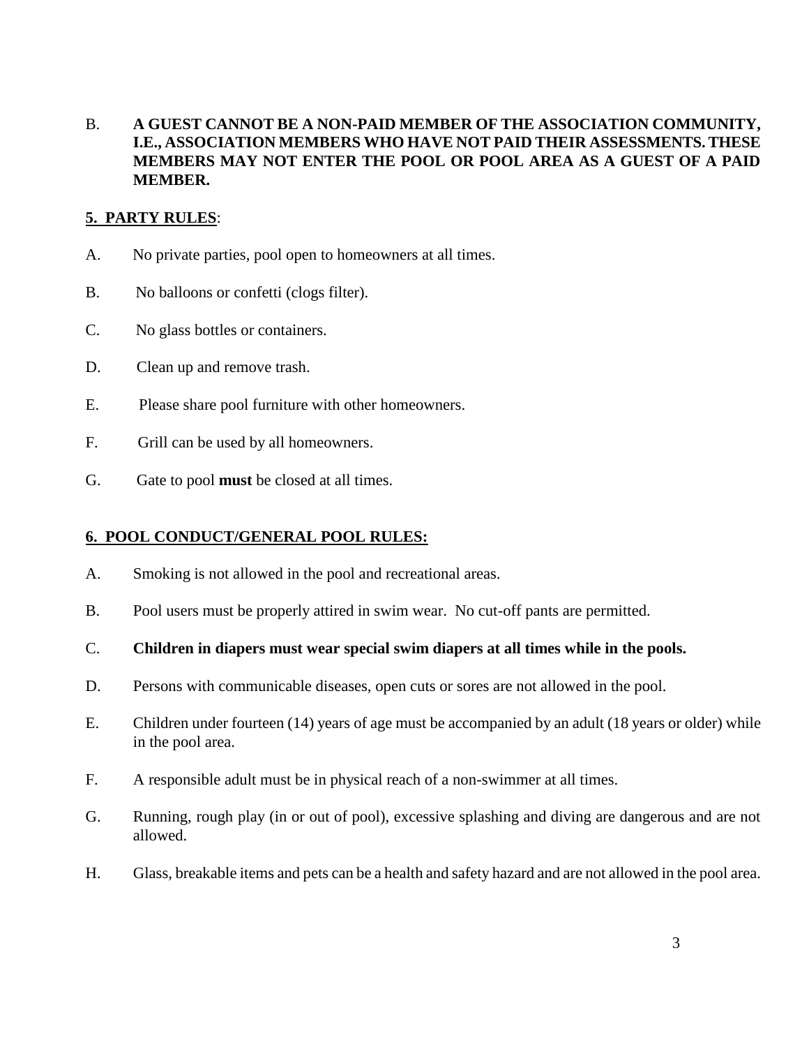B. **A GUEST CANNOT BE A NON-PAID MEMBER OF THE ASSOCIATION COMMUNITY, I.E., ASSOCIATION MEMBERS WHO HAVE NOT PAID THEIR ASSESSMENTS. THESE MEMBERS MAY NOT ENTER THE POOL OR POOL AREA AS A GUEST OF A PAID MEMBER.**

## <u>**5. PARTY RULES**</u>:

A. No private parties, pool open to homeowners at all times.

B. No balloons or confetti (clogs filter).

C. No glass bottles or containers.

D. Clean up and remove trash.

E. Please share pool furniture with other homeowners.

F. Grill can be used by all homeowners.

G. Gate to pool **must** be closed at all times.

## <u>**6. POOL CONDUCT/GENERAL POOL RULES:**</u>

A. Smoking is not allowed in the pool and recreational areas.

B. Pool users must be properly attired in swim wear. No cut-off pants are permitted.

C. **Children in diapers must wear special swim diapers at all times while in the pools.**

D. Persons with communicable diseases, open cuts or sores are not allowed in the pool.

E. Children under fourteen (14) years of age must be accompanied by an adult (18 years or older) while in the pool area.

F. A responsible adult must be in physical reach of a non-swimmer at all times.

G. Running, rough play (in or out of pool), excessive splashing and diving are dangerous and are not allowed.

H. Glass, breakable items and pets can be a health and safety hazard and are not allowed in the pool area.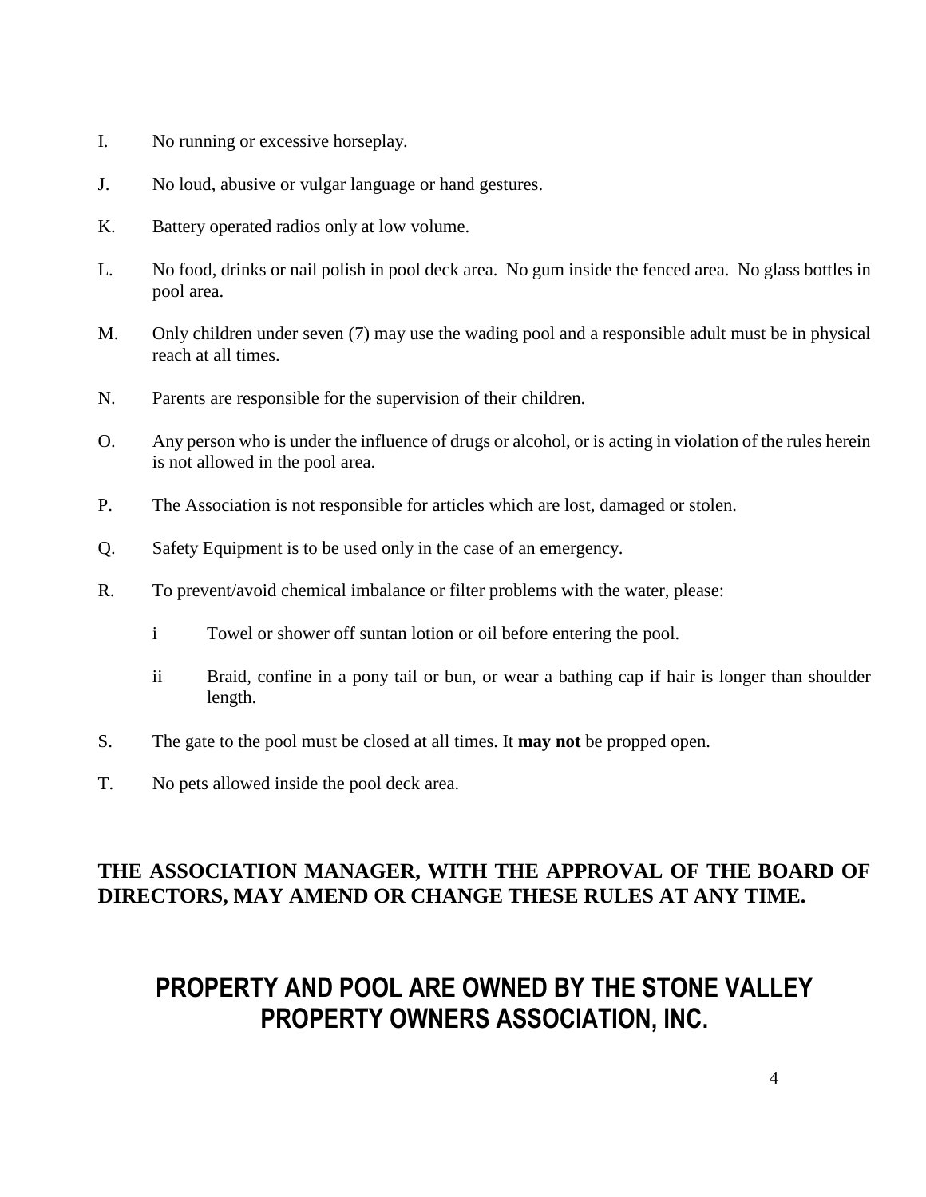I. No running or excessive horseplay.

J. No loud, abusive or vulgar language or hand gestures.

K. Battery operated radios only at low volume.

L. No food, drinks or nail polish in pool deck area. No gum inside the fenced area. No glass bottles in pool area.

M. Only children under seven (7) may use the wading pool and a responsible adult must be in physical reach at all times.

N. Parents are responsible for the supervision of their children.

O. Any person who is under the influence of drugs or alcohol, or is acting in violation of the rules herein is not allowed in the pool area.

P. The Association is not responsible for articles which are lost, damaged or stolen.

Q. Safety Equipment is to be used only in the case of an emergency.

R. To prevent/avoid chemical imbalance or filter problems with the water, please:

   i Towel or shower off suntan lotion or oil before entering the pool.

   ii Braid, confine in a pony tail or bun, or wear a bathing cap if hair is longer than shoulder length.

S. The gate to the pool must be closed at all times. It **may not** be propped open.

T. No pets allowed inside the pool deck area.

**THE ASSOCIATION MANAGER, WITH THE APPROVAL OF THE BOARD OF DIRECTORS, MAY AMEND OR CHANGE THESE RULES AT ANY TIME.**

## PROPERTY AND POOL ARE OWNED BY THE STONE VALLEY PROPERTY OWNERS ASSOCIATION, INC.